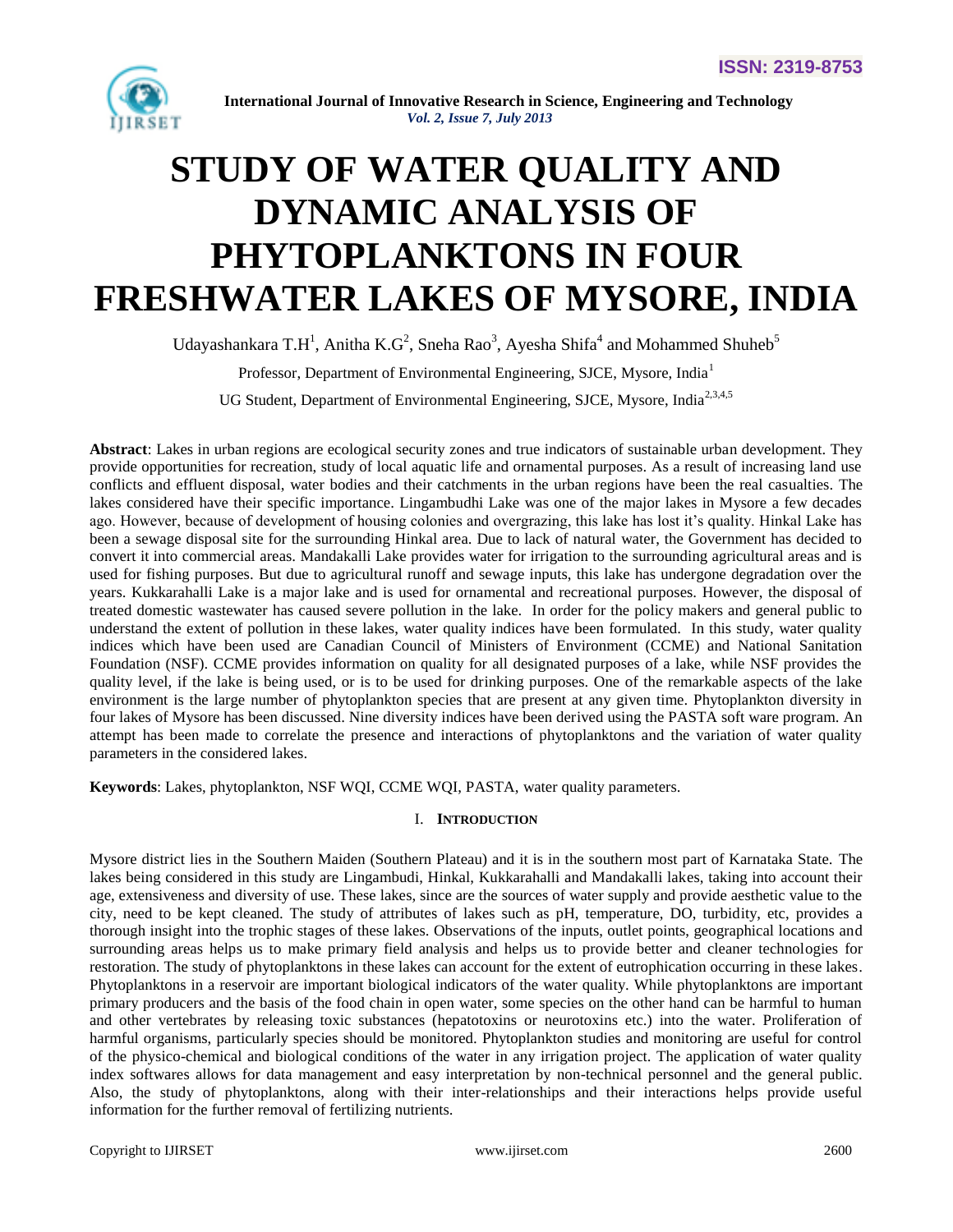# STUDY OF WATER QUALITY AND DYNAMIC ANALYSIS OF PHYTOPLANKTONS IN FOUR FRESHWATER LAKES OF MYSORE, INDIA

Udayashankara T.H[1], Anitha K.G[2], Sneha Rao[3], Ayesha Shifa[4] and Mohammed Shuheb[5]

Professor, Department of Environmental Engineering, SJCE, Mysore, India[1]

UG Student, Department of Environmental Engineering, SJCE, Mysore, India[2,3,4,5]

**Abstract**: Lakes in urban regions are ecological security zones and true indicators of sustainable urban development. They provide opportunities for recreation, study of local aquatic life and ornamental purposes. As a result of increasing land use conflicts and effluent disposal, water bodies and their catchments in the urban regions have been the real casualties. The lakes considered have their specific importance. Lingambudhi Lake was one of the major lakes in Mysore a few decades ago. However, because of development of housing colonies and overgrazing, this lake has lost it's quality. Hinkal Lake has been a sewage disposal site for the surrounding Hinkal area. Due to lack of natural water, the Government has decided to convert it into commercial areas. Mandakalli Lake provides water for irrigation to the surrounding agricultural areas and is used for fishing purposes. But due to agricultural runoff and sewage inputs, this lake has undergone degradation over the years. Kukkarahalli Lake is a major lake and is used for ornamental and recreational purposes. However, the disposal of treated domestic wastewater has caused severe pollution in the lake. In order for the policy makers and general public to understand the extent of pollution in these lakes, water quality indices have been formulated. In this study, water quality indices which have been used are Canadian Council of Ministers of Environment (CCME) and National Sanitation Foundation (NSF). CCME provides information on quality for all designated purposes of a lake, while NSF provides the quality level, if the lake is being used, or is to be used for drinking purposes. One of the remarkable aspects of the lake environment is the large number of phytoplankton species that are present at any given time. Phytoplankton diversity in four lakes of Mysore has been discussed. Nine diversity indices have been derived using the PASTA soft ware program. An attempt has been made to correlate the presence and interactions of phytoplanktons and the variation of water quality parameters in the considered lakes.

**Keywords**: Lakes, phytoplankton, NSF WQI, CCME WQI, PASTA, water quality parameters.

## I. INTRODUCTION

Mysore district lies in the Southern Maiden (Southern Plateau) and it is in the southern most part of Karnataka State. The lakes being considered in this study are Lingambudi, Hinkal, Kukkarahalli and Mandakalli lakes, taking into account their age, extensiveness and diversity of use. These lakes, since are the sources of water supply and provide aesthetic value to the city, need to be kept cleaned. The study of attributes of lakes such as pH, temperature, DO, turbidity, etc, provides a thorough insight into the trophic stages of these lakes. Observations of the inputs, outlet points, geographical locations and surrounding areas helps us to make primary field analysis and helps us to provide better and cleaner technologies for restoration. The study of phytoplanktons in these lakes can account for the extent of eutrophication occurring in these lakes. Phytoplanktons in a reservoir are important biological indicators of the water quality. While phytoplanktons are important primary producers and the basis of the food chain in open water, some species on the other hand can be harmful to human and other vertebrates by releasing toxic substances (hepatotoxins or neurotoxins etc.) into the water. Proliferation of harmful organisms, particularly species should be monitored. Phytoplankton studies and monitoring are useful for control of the physico-chemical and biological conditions of the water in any irrigation project. The application of water quality index softwares allows for data management and easy interpretation by non-technical personnel and the general public. Also, the study of phytoplanktons, along with their inter-relationships and their interactions helps provide useful information for the further removal of fertilizing nutrients.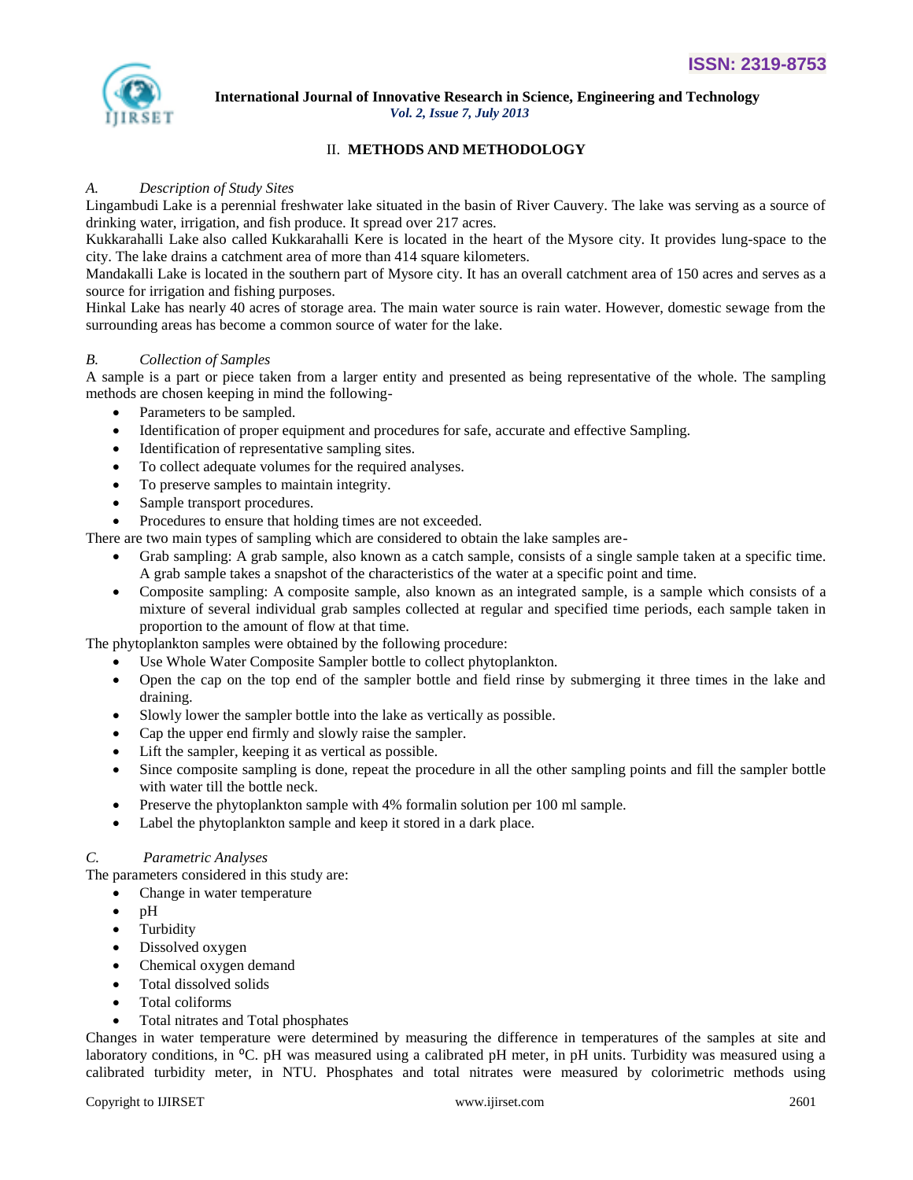## II. METHODS AND METHODOLOGY

### *A. Description of Study Sites*

Lingambudi Lake is a perennial freshwater lake situated in the basin of River Cauvery. The lake was serving as a source of drinking water, irrigation, and fish produce. It spread over 217 acres.

Kukkarahalli Lake also called Kukkarahalli Kere is located in the heart of the Mysore city. It provides lung-space to the city. The lake drains a catchment area of more than 414 square kilometers.

Mandakalli Lake is located in the southern part of Mysore city. It has an overall catchment area of 150 acres and serves as a source for irrigation and fishing purposes.

Hinkal Lake has nearly 40 acres of storage area. The main water source is rain water. However, domestic sewage from the surrounding areas has become a common source of water for the lake.

### *B. Collection of Samples*

A sample is a part or piece taken from a larger entity and presented as being representative of the whole. The sampling methods are chosen keeping in mind the following-

- Parameters to be sampled.
- Identification of proper equipment and procedures for safe, accurate and effective Sampling.
- Identification of representative sampling sites.
- To collect adequate volumes for the required analyses.
- To preserve samples to maintain integrity.
- Sample transport procedures.
- Procedures to ensure that holding times are not exceeded.

There are two main types of sampling which are considered to obtain the lake samples are-

- Grab sampling: A grab sample, also known as a catch sample, consists of a single sample taken at a specific time. A grab sample takes a snapshot of the characteristics of the water at a specific point and time.
- Composite sampling: A composite sample, also known as an integrated sample, is a sample which consists of a mixture of several individual grab samples collected at regular and specified time periods, each sample taken in proportion to the amount of flow at that time.

The phytoplankton samples were obtained by the following procedure:

- Use Whole Water Composite Sampler bottle to collect phytoplankton.
- Open the cap on the top end of the sampler bottle and field rinse by submerging it three times in the lake and draining.
- Slowly lower the sampler bottle into the lake as vertically as possible.
- Cap the upper end firmly and slowly raise the sampler.
- Lift the sampler, keeping it as vertical as possible.
- Since composite sampling is done, repeat the procedure in all the other sampling points and fill the sampler bottle with water till the bottle neck.
- Preserve the phytoplankton sample with 4% formalin solution per 100 ml sample.
- Label the phytoplankton sample and keep it stored in a dark place.

### *C. Parametric Analyses*

The parameters considered in this study are:

- Change in water temperature
- pH
- Turbidity
- Dissolved oxygen
- Chemical oxygen demand
- Total dissolved solids
- Total coliforms
- Total nitrates and Total phosphates

Changes in water temperature were determined by measuring the difference in temperatures of the samples at site and laboratory conditions, in $^{o}$C. pH was measured using a calibrated pH meter, in pH units. Turbidity was measured using a calibrated turbidity meter, in NTU. Phosphates and total nitrates were measured by colorimetric methods using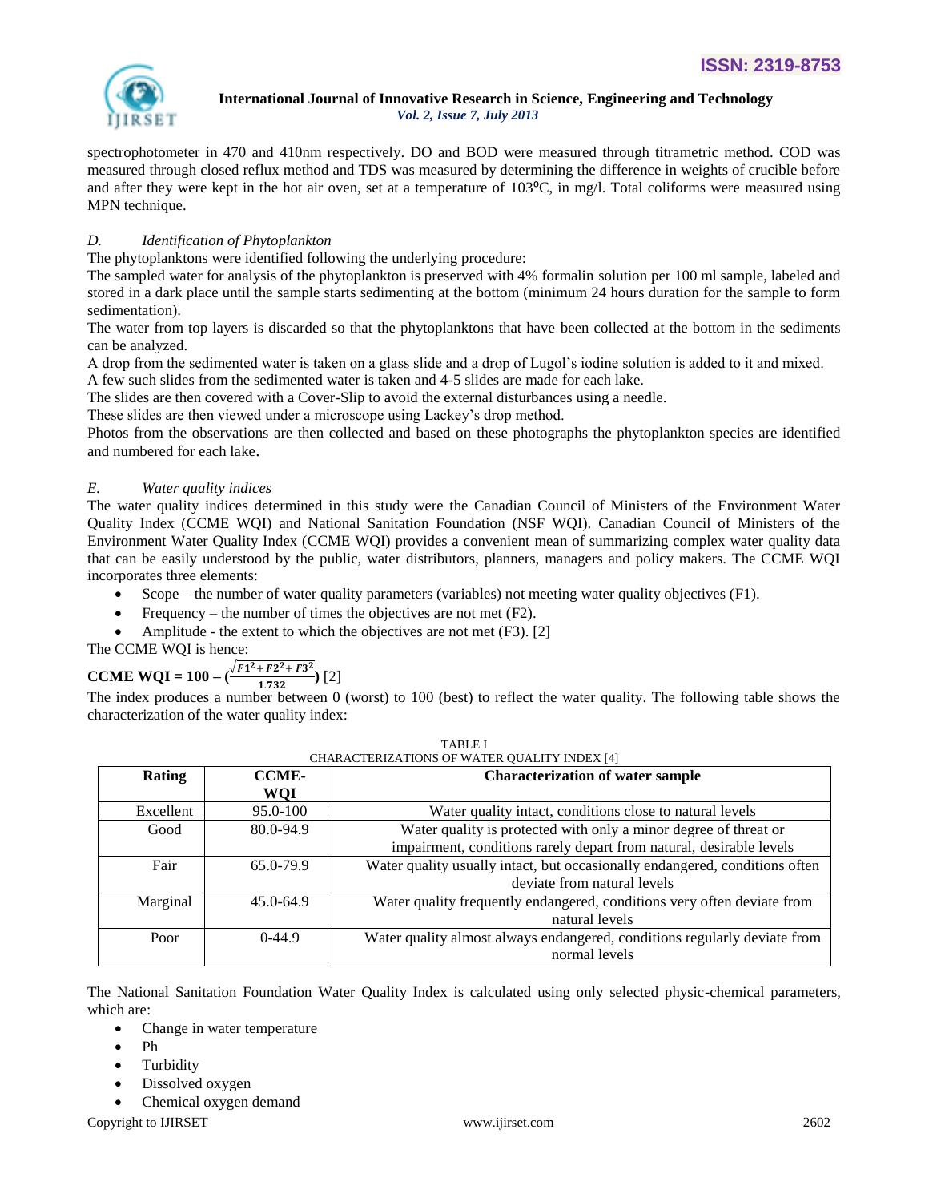spectrophotometer in 470 and 410nm respectively. DO and BOD were measured through titrametric method. COD was measured through closed reflux method and TDS was measured by determining the difference in weights of crucible before and after they were kept in the hot air oven, set at a temperature of 103ºC, in mg/l. Total coliforms were measured using MPN technique.

### *D. Identification of Phytoplankton*

The phytoplanktons were identified following the underlying procedure:

The sampled water for analysis of the phytoplankton is preserved with 4% formalin solution per 100 ml sample, labeled and stored in a dark place until the sample starts sedimenting at the bottom (minimum 24 hours duration for the sample to form sedimentation).

The water from top layers is discarded so that the phytoplanktons that have been collected at the bottom in the sediments can be analyzed.

A drop from the sedimented water is taken on a glass slide and a drop of Lugol's iodine solution is added to it and mixed.

A few such slides from the sedimented water is taken and 4-5 slides are made for each lake.

The slides are then covered with a Cover-Slip to avoid the external disturbances using a needle.

These slides are then viewed under a microscope using Lackey's drop method.

Photos from the observations are then collected and based on these photographs the phytoplankton species are identified and numbered for each lake.

### *E. Water quality indices*

The water quality indices determined in this study were the Canadian Council of Ministers of the Environment Water Quality Index (CCME WQI) and National Sanitation Foundation (NSF WQI). Canadian Council of Ministers of the Environment Water Quality Index (CCME WQI) provides a convenient mean of summarizing complex water quality data that can be easily understood by the public, water distributors, planners, managers and policy makers. The CCME WQI incorporates three elements:

- Scope – the number of water quality parameters (variables) not meeting water quality objectives (F1).
- Frequency – the number of times the objectives are not met (F2).
- Amplitude - the extent to which the objectives are not met (F3). [2]

The CCME WQI is hence:

$$\textbf{CCME WQI} = 100 - \left(\frac{\sqrt{F1^2 + F2^2 + F3^2}}{1.732}\right) \quad [2]$$

The index produces a number between 0 (worst) to 100 (best) to reflect the water quality. The following table shows the characterization of the water quality index:

TABLE I
CHARACTERIZATIONS OF WATER QUALITY INDEX [4]

| Rating | CCME-WQI | Characterization of water sample |
|---|---|---|
| Excellent | 95.0-100 | Water quality intact, conditions close to natural levels |
| Good | 80.0-94.9 | Water quality is protected with only a minor degree of threat or impairment, conditions rarely depart from natural, desirable levels |
| Fair | 65.0-79.9 | Water quality usually intact, but occasionally endangered, conditions often deviate from natural levels |
| Marginal | 45.0-64.9 | Water quality frequently endangered, conditions very often deviate from natural levels |
| Poor | 0-44.9 | Water quality almost always endangered, conditions regularly deviate from normal levels |

The National Sanitation Foundation Water Quality Index is calculated using only selected physic-chemical parameters, which are:

- Change in water temperature
- Ph
- Turbidity
- Dissolved oxygen
- Chemical oxygen demand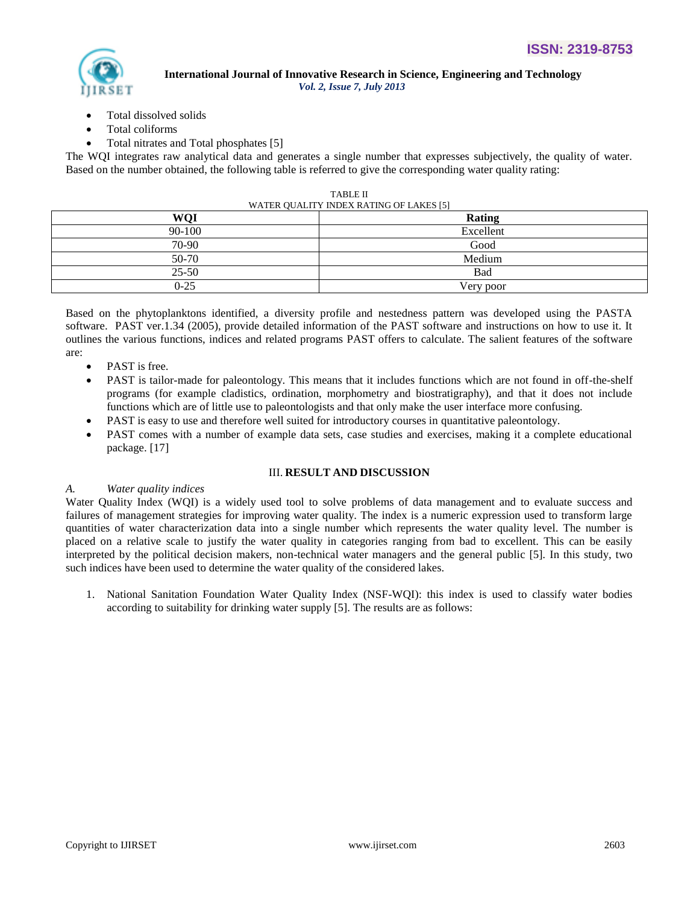- Total dissolved solids
- Total coliforms
- Total nitrates and Total phosphates [5]

The WQI integrates raw analytical data and generates a single number that expresses subjectively, the quality of water. Based on the number obtained, the following table is referred to give the corresponding water quality rating:

TABLE II
WATER QUALITY INDEX RATING OF LAKES [5]

| WQI | Rating |
|---|---|
| 90-100 | Excellent |
| 70-90 | Good |
| 50-70 | Medium |
| 25-50 | Bad |
| 0-25 | Very poor |

Based on the phytoplanktons identified, a diversity profile and nestedness pattern was developed using the PASTA software. PAST ver.1.34 (2005), provide detailed information of the PAST software and instructions on how to use it. It outlines the various functions, indices and related programs PAST offers to calculate. The salient features of the software are:

- PAST is free.
- PAST is tailor-made for paleontology. This means that it includes functions which are not found in off-the-shelf programs (for example cladistics, ordination, morphometry and biostratigraphy), and that it does not include functions which are of little use to paleontologists and that only make the user interface more confusing.
- PAST is easy to use and therefore well suited for introductory courses in quantitative paleontology.
- PAST comes with a number of example data sets, case studies and exercises, making it a complete educational package. [17]

## III. RESULT AND DISCUSSION

### *A. Water quality indices*

Water Quality Index (WQI) is a widely used tool to solve problems of data management and to evaluate success and failures of management strategies for improving water quality. The index is a numeric expression used to transform large quantities of water characterization data into a single number which represents the water quality level. The number is placed on a relative scale to justify the water quality in categories ranging from bad to excellent. This can be easily interpreted by the political decision makers, non-technical water managers and the general public [5]. In this study, two such indices have been used to determine the water quality of the considered lakes.

1. National Sanitation Foundation Water Quality Index (NSF-WQI): this index is used to classify water bodies according to suitability for drinking water supply [5]. The results are as follows: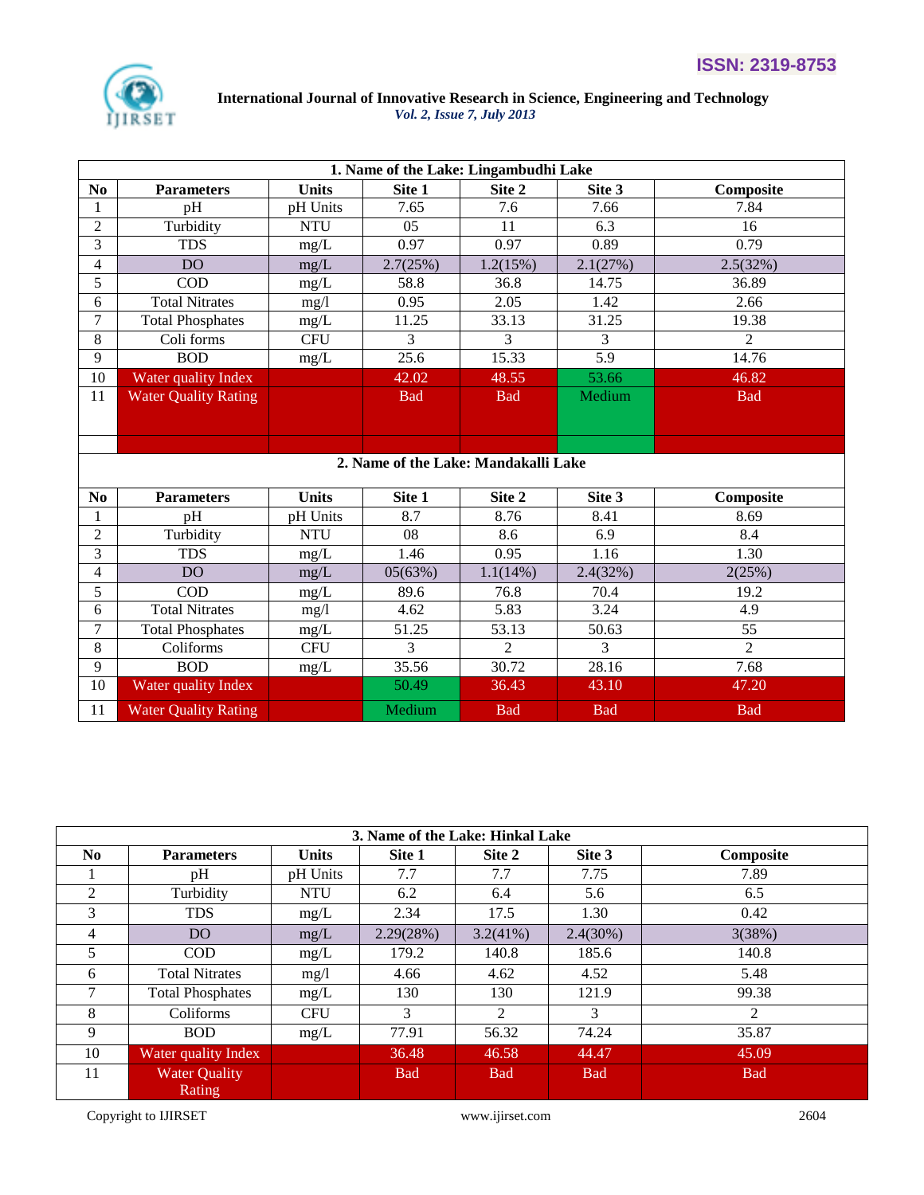| 1. Name of the Lake: Lingambudhi Lake | | | | | | |
|---|---|---|---|---|---|---|
| **No** | **Parameters** | **Units** | **Site 1** | **Site 2** | **Site 3** | **Composite** |
| 1 | pH | pH Units | 7.65 | 7.6 | 7.66 | 7.84 |
| 2 | Turbidity | NTU | 05 | 11 | 6.3 | 16 |
| 3 | TDS | mg/L | 0.97 | 0.97 | 0.89 | 0.79 |
| 4 | DO | mg/L | 2.7(25%) | 1.2(15%) | 2.1(27%) | 2.5(32%) |
| 5 | COD | mg/L | 58.8 | 36.8 | 14.75 | 36.89 |
| 6 | Total Nitrates | mg/l | 0.95 | 2.05 | 1.42 | 2.66 |
| 7 | Total Phosphates | mg/L | 11.25 | 33.13 | 31.25 | 19.38 |
| 8 | Coli forms | CFU | 3 | 3 | 3 | 2 |
| 9 | BOD | mg/L | 25.6 | 15.33 | 5.9 | 14.76 |
| 10 | Water quality Index | | 42.02 | 48.55 | 53.66 | 46.82 |
| 11 | Water Quality Rating | | Bad | Bad | Medium | Bad |

| 2. Name of the Lake: Mandakalli Lake | | | | | | |
|---|---|---|---|---|---|---|
| **No** | **Parameters** | **Units** | **Site 1** | **Site 2** | **Site 3** | **Composite** |
| 1 | pH | pH Units | 8.7 | 8.76 | 8.41 | 8.69 |
| 2 | Turbidity | NTU | 08 | 8.6 | 6.9 | 8.4 |
| 3 | TDS | mg/L | 1.46 | 0.95 | 1.16 | 1.30 |
| 4 | DO | mg/L | 05(63%) | 1.1(14%) | 2.4(32%) | 2(25%) |
| 5 | COD | mg/L | 89.6 | 76.8 | 70.4 | 19.2 |
| 6 | Total Nitrates | mg/l | 4.62 | 5.83 | 3.24 | 4.9 |
| 7 | Total Phosphates | mg/L | 51.25 | 53.13 | 50.63 | 55 |
| 8 | Coliforms | CFU | 3 | 2 | 3 | 2 |
| 9 | BOD | mg/L | 35.56 | 30.72 | 28.16 | 7.68 |
| 10 | Water quality Index | | 50.49 | 36.43 | 43.10 | 47.20 |
| 11 | Water Quality Rating | | Medium | Bad | Bad | Bad |

| 3. Name of the Lake: Hinkal Lake | | | | | | |
|---|---|---|---|---|---|---|
| **No** | **Parameters** | **Units** | **Site 1** | **Site 2** | **Site 3** | **Composite** |
| 1 | pH | pH Units | 7.7 | 7.7 | 7.75 | 7.89 |
| 2 | Turbidity | NTU | 6.2 | 6.4 | 5.6 | 6.5 |
| 3 | TDS | mg/L | 2.34 | 17.5 | 1.30 | 0.42 |
| 4 | DO | mg/L | 2.29(28%) | 3.2(41%) | 2.4(30%) | 3(38%) |
| 5 | COD | mg/L | 179.2 | 140.8 | 185.6 | 140.8 |
| 6 | Total Nitrates | mg/l | 4.66 | 4.62 | 4.52 | 5.48 |
| 7 | Total Phosphates | mg/L | 130 | 130 | 121.9 | 99.38 |
| 8 | Coliforms | CFU | 3 | 2 | 3 | 2 |
| 9 | BOD | mg/L | 77.91 | 56.32 | 74.24 | 35.87 |
| 10 | Water quality Index | | 36.48 | 46.58 | 44.47 | 45.09 |
| 11 | Water Quality Rating | | Bad | Bad | Bad | Bad |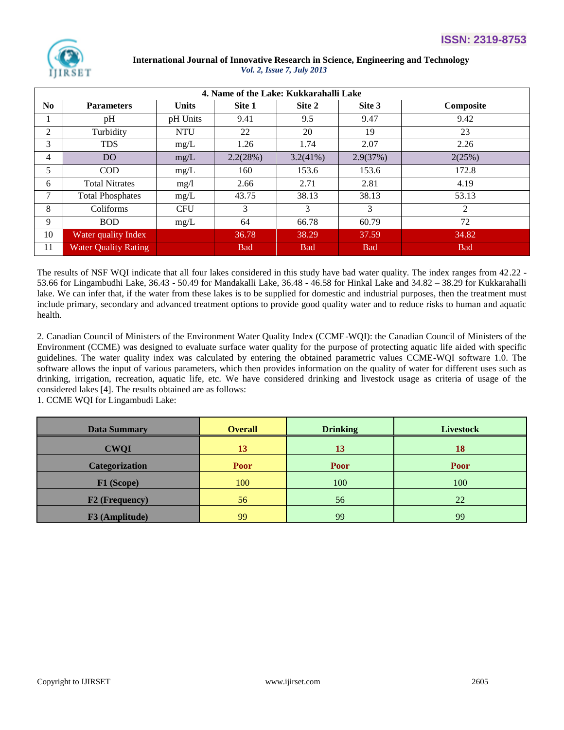| 4. Name of the Lake: Kukkarahalli Lake | | | | | | |
|---|---|---|---|---|---|---|
| **No** | **Parameters** | **Units** | **Site 1** | **Site 2** | **Site 3** | **Composite** |
| 1 | pH | pH Units | 9.41 | 9.5 | 9.47 | 9.42 |
| 2 | Turbidity | NTU | 22 | 20 | 19 | 23 |
| 3 | TDS | mg/L | 1.26 | 1.74 | 2.07 | 2.26 |
| 4 | DO | mg/L | 2.2(28%) | 3.2(41%) | 2.9(37%) | 2(25%) |
| 5 | COD | mg/L | 160 | 153.6 | 153.6 | 172.8 |
| 6 | Total Nitrates | mg/l | 2.66 | 2.71 | 2.81 | 4.19 |
| 7 | Total Phosphates | mg/L | 43.75 | 38.13 | 38.13 | 53.13 |
| 8 | Coliforms | CFU | 3 | 3 | 3 | 2 |
| 9 | BOD | mg/L | 64 | 66.78 | 60.79 | 72 |
| 10 | Water quality Index | | 36.78 | 38.29 | 37.59 | 34.82 |
| 11 | Water Quality Rating | | Bad | Bad | Bad | Bad |

The results of NSF WQI indicate that all four lakes considered in this study have bad water quality. The index ranges from 42.22 - 53.66 for Lingambudhi Lake, 36.43 - 50.49 for Mandakalli Lake, 36.48 - 46.58 for Hinkal Lake and 34.82 – 38.29 for Kukkarahalli lake. We can infer that, if the water from these lakes is to be supplied for domestic and industrial purposes, then the treatment must include primary, secondary and advanced treatment options to provide good quality water and to reduce risks to human and aquatic health.

2. Canadian Council of Ministers of the Environment Water Quality Index (CCME-WQI): the Canadian Council of Ministers of the Environment (CCME) was designed to evaluate surface water quality for the purpose of protecting aquatic life aided with specific guidelines. The water quality index was calculated by entering the obtained parametric values CCME-WQI software 1.0. The software allows the input of various parameters, which then provides information on the quality of water for different uses such as drinking, irrigation, recreation, aquatic life, etc. We have considered drinking and livestock usage as criteria of usage of the considered lakes [4]. The results obtained are as follows:

1. CCME WQI for Lingambudi Lake:

| **Data Summary** | **Overall** | **Drinking** | **Livestock** |
|---|---|---|---|
| **CWQI** | **13** | **13** | **18** |
| **Categorization** | **Poor** | **Poor** | **Poor** |
| **F1 (Scope)** | 100 | 100 | 100 |
| **F2 (Frequency)** | 56 | 56 | 22 |
| **F3 (Amplitude)** | 99 | 99 | 99 |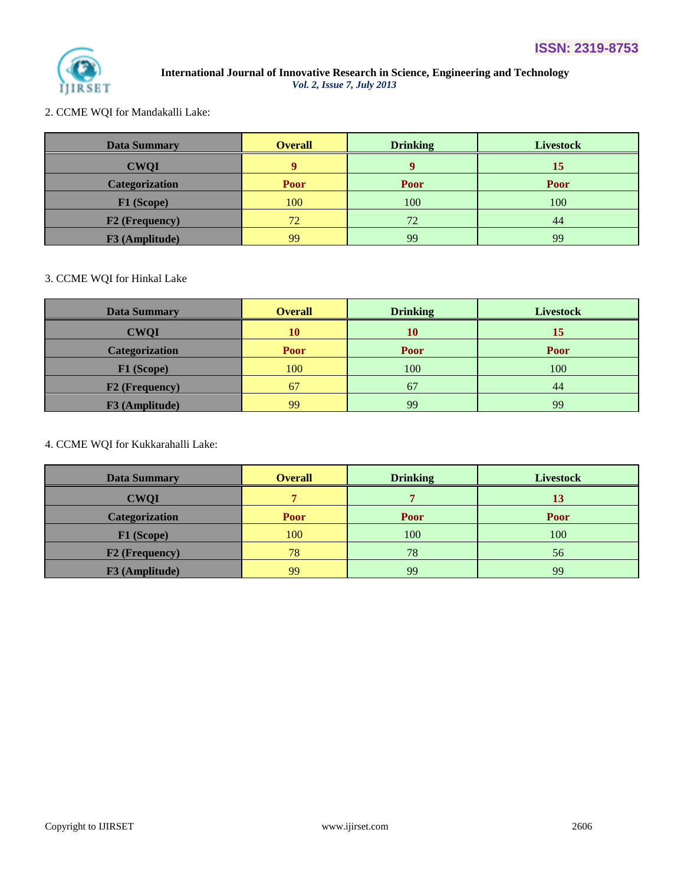2. CCME WQI for Mandakalli Lake:

| Data Summary | Overall | Drinking | Livestock |
|---|---|---|---|
| **CWQI** | **9** | **9** | **15** |
| **Categorization** | **Poor** | **Poor** | **Poor** |
| **F1 (Scope)** | 100 | 100 | 100 |
| **F2 (Frequency)** | 72 | 72 | 44 |
| **F3 (Amplitude)** | 99 | 99 | 99 |

3. CCME WQI for Hinkal Lake

| Data Summary | Overall | Drinking | Livestock |
|---|---|---|---|
| **CWQI** | **10** | **10** | **15** |
| **Categorization** | **Poor** | **Poor** | **Poor** |
| **F1 (Scope)** | 100 | 100 | 100 |
| **F2 (Frequency)** | 67 | 67 | 44 |
| **F3 (Amplitude)** | 99 | 99 | 99 |

4. CCME WQI for Kukkarahalli Lake:

| Data Summary | Overall | Drinking | Livestock |
|---|---|---|---|
| **CWQI** | **7** | **7** | **13** |
| **Categorization** | **Poor** | **Poor** | **Poor** |
| **F1 (Scope)** | 100 | 100 | 100 |
| **F2 (Frequency)** | 78 | 78 | 56 |
| **F3 (Amplitude)** | 99 | 99 | 99 |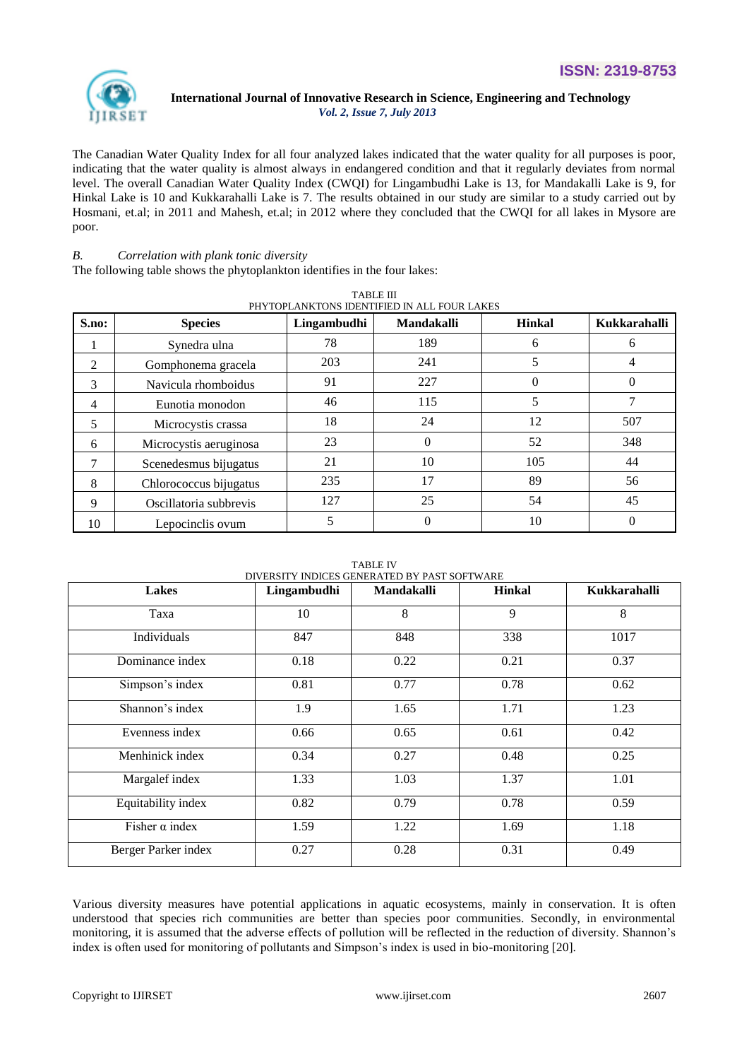The Canadian Water Quality Index for all four analyzed lakes indicated that the water quality for all purposes is poor, indicating that the water quality is almost always in endangered condition and that it regularly deviates from normal level. The overall Canadian Water Quality Index (CWQI) for Lingambudhi Lake is 13, for Mandakalli Lake is 9, for Hinkal Lake is 10 and Kukkarahalli Lake is 7. The results obtained in our study are similar to a study carried out by Hosmani, et.al; in 2011 and Mahesh, et.al; in 2012 where they concluded that the CWQI for all lakes in Mysore are poor.

### *B. Correlation with plank tonic diversity*

The following table shows the phytoplankton identifies in the four lakes:

TABLE III
PHYTOPLANKTONS IDENTIFIED IN ALL FOUR LAKES

| S.no: | Species | Lingambudhi | Mandakalli | Hinkal | Kukkarahalli |
|---|---|---|---|---|---|
| 1 | Synedra ulna | 78 | 189 | 6 | 6 |
| 2 | Gomphonema gracela | 203 | 241 | 5 | 4 |
| 3 | Navicula rhomboidus | 91 | 227 | 0 | 0 |
| 4 | Eunotia monodon | 46 | 115 | 5 | 7 |
| 5 | Microcystis crassa | 18 | 24 | 12 | 507 |
| 6 | Microcystis aeruginosa | 23 | 0 | 52 | 348 |
| 7 | Scenedesmus bijugatus | 21 | 10 | 105 | 44 |
| 8 | Chlorococcus bijugatus | 235 | 17 | 89 | 56 |
| 9 | Oscillatoria subbrevis | 127 | 25 | 54 | 45 |
| 10 | Lepocinclis ovum | 5 | 0 | 10 | 0 |

TABLE IV
DIVERSITY INDICES GENERATED BY PAST SOFTWARE

| Lakes | Lingambudhi | Mandakalli | Hinkal | Kukkarahalli |
|---|---|---|---|---|
| Taxa | 10 | 8 | 9 | 8 |
| Individuals | 847 | 848 | 338 | 1017 |
| Dominance index | 0.18 | 0.22 | 0.21 | 0.37 |
| Simpson's index | 0.81 | 0.77 | 0.78 | 0.62 |
| Shannon's index | 1.9 | 1.65 | 1.71 | 1.23 |
| Evenness index | 0.66 | 0.65 | 0.61 | 0.42 |
| Menhinick index | 0.34 | 0.27 | 0.48 | 0.25 |
| Margalef index | 1.33 | 1.03 | 1.37 | 1.01 |
| Equitability index | 0.82 | 0.79 | 0.78 | 0.59 |
| Fisher $\alpha$ index | 1.59 | 1.22 | 1.69 | 1.18 |
| Berger Parker index | 0.27 | 0.28 | 0.31 | 0.49 |

Various diversity measures have potential applications in aquatic ecosystems, mainly in conservation. It is often understood that species rich communities are better than species poor communities. Secondly, in environmental monitoring, it is assumed that the adverse effects of pollution will be reflected in the reduction of diversity. Shannon's index is often used for monitoring of pollutants and Simpson's index is used in bio-monitoring [20].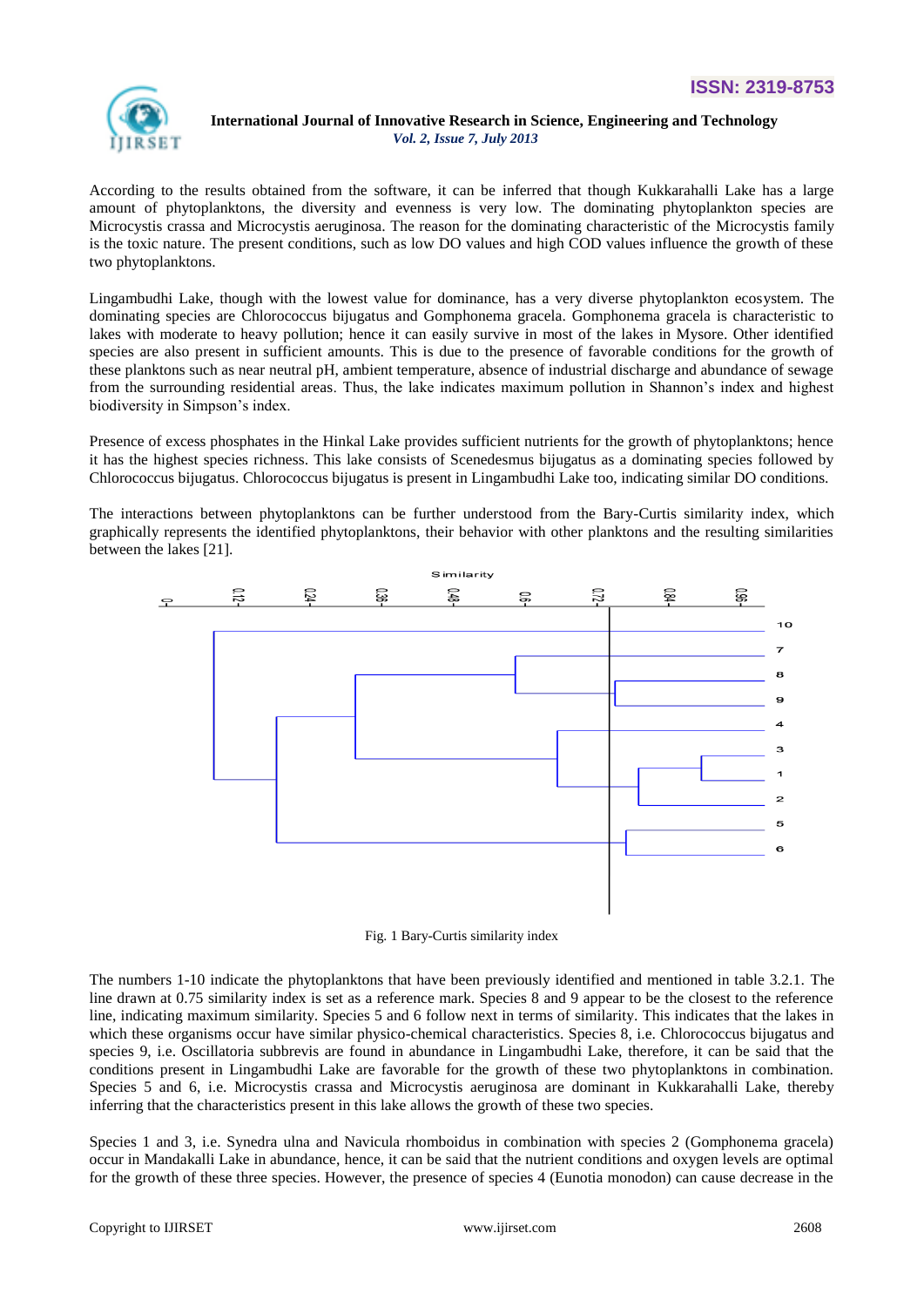According to the results obtained from the software, it can be inferred that though Kukkarahalli Lake has a large amount of phytoplanktons, the diversity and evenness is very low. The dominating phytoplankton species are Microcystis crassa and Microcystis aeruginosa. The reason for the dominating characteristic of the Microcystis family is the toxic nature. The present conditions, such as low DO values and high COD values influence the growth of these two phytoplanktons.

Lingambudhi Lake, though with the lowest value for dominance, has a very diverse phytoplankton ecosystem. The dominating species are Chlorococcus bijugatus and Gomphonema gracela. Gomphonema gracela is characteristic to lakes with moderate to heavy pollution; hence it can easily survive in most of the lakes in Mysore. Other identified species are also present in sufficient amounts. This is due to the presence of favorable conditions for the growth of these planktons such as near neutral pH, ambient temperature, absence of industrial discharge and abundance of sewage from the surrounding residential areas. Thus, the lake indicates maximum pollution in Shannon's index and highest biodiversity in Simpson's index.

Presence of excess phosphates in the Hinkal Lake provides sufficient nutrients for the growth of phytoplanktons; hence it has the highest species richness. This lake consists of Scenedesmus bijugatus as a dominating species followed by Chlorococcus bijugatus. Chlorococcus bijugatus is present in Lingambudhi Lake too, indicating similar DO conditions.

The interactions between phytoplanktons can be further understood from the Bary-Curtis similarity index, which graphically represents the identified phytoplanktons, their behavior with other planktons and the resulting similarities between the lakes [21].

Fig. 1 Bary-Curtis similarity index

The numbers 1-10 indicate the phytoplanktons that have been previously identified and mentioned in table 3.2.1. The line drawn at 0.75 similarity index is set as a reference mark. Species 8 and 9 appear to be the closest to the reference line, indicating maximum similarity. Species 5 and 6 follow next in terms of similarity. This indicates that the lakes in which these organisms occur have similar physico-chemical characteristics. Species 8, i.e. Chlorococcus bijugatus and species 9, i.e. Oscillatoria subbrevis are found in abundance in Lingambudhi Lake, therefore, it can be said that the conditions present in Lingambudhi Lake are favorable for the growth of these two phytoplanktons in combination. Species 5 and 6, i.e. Microcystis crassa and Microcystis aeruginosa are dominant in Kukkarahalli Lake, thereby inferring that the characteristics present in this lake allows the growth of these two species.

Species 1 and 3, i.e. Synedra ulna and Navicula rhomboidus in combination with species 2 (Gomphonema gracela) occur in Mandakalli Lake in abundance, hence, it can be said that the nutrient conditions and oxygen levels are optimal for the growth of these three species. However, the presence of species 4 (Eunotia monodon) can cause decrease in the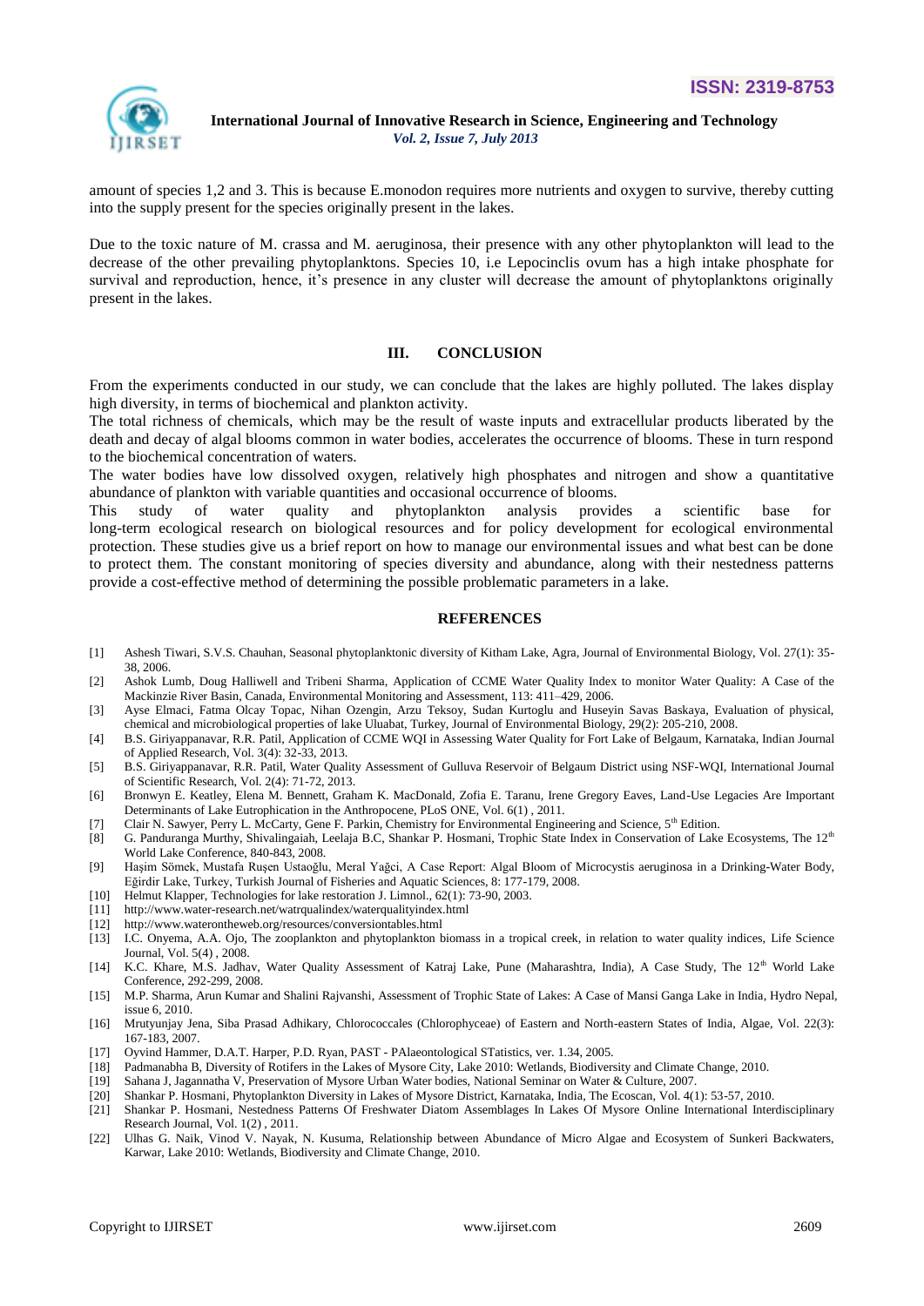amount of species 1,2 and 3. This is because E.monodon requires more nutrients and oxygen to survive, thereby cutting into the supply present for the species originally present in the lakes.

Due to the toxic nature of M. crassa and M. aeruginosa, their presence with any other phytoplankton will lead to the decrease of the other prevailing phytoplanktons. Species 10, i.e Lepocinclis ovum has a high intake phosphate for survival and reproduction, hence, it's presence in any cluster will decrease the amount of phytoplanktons originally present in the lakes.

## III. CONCLUSION

From the experiments conducted in our study, we can conclude that the lakes are highly polluted. The lakes display high diversity, in terms of biochemical and plankton activity.
The total richness of chemicals, which may be the result of waste inputs and extracellular products liberated by the death and decay of algal blooms common in water bodies, accelerates the occurrence of blooms. These in turn respond to the biochemical concentration of waters.
The water bodies have low dissolved oxygen, relatively high phosphates and nitrogen and show a quantitative abundance of plankton with variable quantities and occasional occurrence of blooms.
This study of water quality and phytoplankton analysis provides a scientific base for long-term ecological research on biological resources and for policy development for ecological environmental protection. These studies give us a brief report on how to manage our environmental issues and what best can be done to protect them. The constant monitoring of species diversity and abundance, along with their nestedness patterns provide a cost-effective method of determining the possible problematic parameters in a lake.

## REFERENCES

[1] Ashesh Tiwari, S.V.S. Chauhan, Seasonal phytoplanktonic diversity of Kitham Lake, Agra, Journal of Environmental Biology, Vol. 27(1): 35-38, 2006.

[2] Ashok Lumb, Doug Halliwell and Tribeni Sharma, Application of CCME Water Quality Index to monitor Water Quality: A Case of the Mackinzie River Basin, Canada, Environmental Monitoring and Assessment, 113: 411–429, 2006.

[3] Ayse Elmaci, Fatma Olcay Topac, Nihan Ozengin, Arzu Teksoy, Sudan Kurtoglu and Huseyin Savas Baskaya, Evaluation of physical, chemical and microbiological properties of lake Uluabat, Turkey, Journal of Environmental Biology, 29(2): 205-210, 2008.

[4] B.S. Giriyappanavar, R.R. Patil, Application of CCME WQI in Assessing Water Quality for Fort Lake of Belgaum, Karnataka, Indian Journal of Applied Research, Vol. 3(4): 32-33, 2013.

[5] B.S. Giriyappanavar, R.R. Patil, Water Quality Assessment of Gulluva Reservoir of Belgaum District using NSF-WQI, International Journal of Scientific Research, Vol. 2(4): 71-72, 2013.

[6] Bronwyn E. Keatley, Elena M. Bennett, Graham K. MacDonald, Zofia E. Taranu, Irene Gregory Eaves, Land-Use Legacies Are Important Determinants of Lake Eutrophication in the Anthropocene, PLoS ONE, Vol. 6(1) , 2011.

[7] Clair N. Sawyer, Perry L. McCarty, Gene F. Parkin, Chemistry for Environmental Engineering and Science, 5th Edition.

[8] G. Panduranga Murthy, Shivalingaiah, Leelaja B.C, Shankar P. Hosmani, Trophic State Index in Conservation of Lake Ecosystems, The 12th World Lake Conference, 840-843, 2008.

[9] Haşim Sömek, Mustafa Ruşen Ustaoğlu, Meral Yağci, A Case Report: Algal Bloom of Microcystis aeruginosa in a Drinking-Water Body, Eğirdir Lake, Turkey, Turkish Journal of Fisheries and Aquatic Sciences, 8: 177-179, 2008.

[10] Helmut Klapper, Technologies for lake restoration J. Limnol., 62(1): 73-90, 2003.

[11] http://www.water-research.net/watrqualindex/waterqualityindex.html

[12] http://www.waterontheweb.org/resources/conversiontables.html

[13] I.C. Onyema, A.A. Ojo, The zooplankton and phytoplankton biomass in a tropical creek, in relation to water quality indices, Life Science Journal, Vol. 5(4) , 2008.

[14] K.C. Khare, M.S. Jadhav, Water Quality Assessment of Katraj Lake, Pune (Maharashtra, India), A Case Study, The 12th World Lake Conference, 292-299, 2008.

[15] M.P. Sharma, Arun Kumar and Shalini Rajvanshi, Assessment of Trophic State of Lakes: A Case of Mansi Ganga Lake in India, Hydro Nepal, issue 6, 2010.

[16] Mrutyunjay Jena, Siba Prasad Adhikary, Chlorococcales (Chlorophyceae) of Eastern and North-eastern States of India, Algae, Vol. 22(3): 167-183, 2007.

[17] Oyvind Hammer, D.A.T. Harper, P.D. Ryan, PAST - PAlaeontological STatistics, ver. 1.34, 2005.

[18] Padmanabha B, Diversity of Rotifers in the Lakes of Mysore City, Lake 2010: Wetlands, Biodiversity and Climate Change, 2010.

[19] Sahana J, Jagannatha V, Preservation of Mysore Urban Water bodies, National Seminar on Water & Culture, 2007.

[20] Shankar P. Hosmani, Phytoplankton Diversity in Lakes of Mysore District, Karnataka, India, The Ecoscan, Vol. 4(1): 53-57, 2010.

[21] Shankar P. Hosmani, Nestedness Patterns Of Freshwater Diatom Assemblages In Lakes Of Mysore Online International Interdisciplinary Research Journal, Vol. 1(2) , 2011.

[22] Ulhas G. Naik, Vinod V. Nayak, N. Kusuma, Relationship between Abundance of Micro Algae and Ecosystem of Sunkeri Backwaters, Karwar, Lake 2010: Wetlands, Biodiversity and Climate Change, 2010.